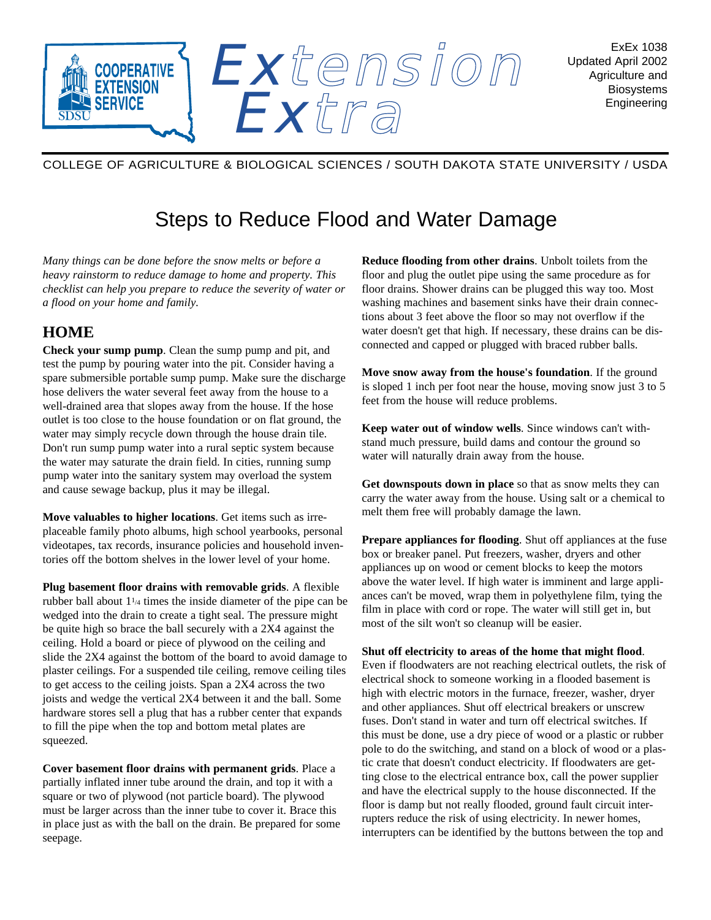ExEx 1038
Updated April 2002
Agriculture and Biosystems Engineering

COLLEGE OF AGRICULTURE & BIOLOGICAL SCIENCES / SOUTH DAKOTA STATE UNIVERSITY / USDA

# Steps to Reduce Flood and Water Damage

*Many things can be done before the snow melts or before a heavy rainstorm to reduce damage to home and property. This checklist can help you prepare to reduce the severity of water or a flood on your home and family.*

## HOME

**Check your sump pump**. Clean the sump pump and pit, and test the pump by pouring water into the pit. Consider having a spare submersible portable sump pump. Make sure the discharge hose delivers the water several feet away from the house to a well-drained area that slopes away from the house. If the hose outlet is too close to the house foundation or on flat ground, the water may simply recycle down through the house drain tile. Don't run sump pump water into a rural septic system because the water may saturate the drain field. In cities, running sump pump water into the sanitary system may overload the system and cause sewage backup, plus it may be illegal.

**Move valuables to higher locations**. Get items such as irreplaceable family photo albums, high school yearbooks, personal videotapes, tax records, insurance policies and household inventories off the bottom shelves in the lower level of your home.

**Plug basement floor drains with removable grids**. A flexible rubber ball about 1¼ times the inside diameter of the pipe can be wedged into the drain to create a tight seal. The pressure might be quite high so brace the ball securely with a 2X4 against the ceiling. Hold a board or piece of plywood on the ceiling and slide the 2X4 against the bottom of the board to avoid damage to plaster ceilings. For a suspended tile ceiling, remove ceiling tiles to get access to the ceiling joists. Span a 2X4 across the two joists and wedge the vertical 2X4 between it and the ball. Some hardware stores sell a plug that has a rubber center that expands to fill the pipe when the top and bottom metal plates are squeezed.

**Cover basement floor drains with permanent grids**. Place a partially inflated inner tube around the drain, and top it with a square or two of plywood (not particle board). The plywood must be larger across than the inner tube to cover it. Brace this in place just as with the ball on the drain. Be prepared for some seepage.

**Reduce flooding from other drains**. Unbolt toilets from the floor and plug the outlet pipe using the same procedure as for floor drains. Shower drains can be plugged this way too. Most washing machines and basement sinks have their drain connections about 3 feet above the floor so may not overflow if the water doesn't get that high. If necessary, these drains can be disconnected and capped or plugged with braced rubber balls.

**Move snow away from the house's foundation**. If the ground is sloped 1 inch per foot near the house, moving snow just 3 to 5 feet from the house will reduce problems.

**Keep water out of window wells**. Since windows can't withstand much pressure, build dams and contour the ground so water will naturally drain away from the house.

**Get downspouts down in place** so that as snow melts they can carry the water away from the house. Using salt or a chemical to melt them free will probably damage the lawn.

**Prepare appliances for flooding**. Shut off appliances at the fuse box or breaker panel. Put freezers, washer, dryers and other appliances up on wood or cement blocks to keep the motors above the water level. If high water is imminent and large appliances can't be moved, wrap them in polyethylene film, tying the film in place with cord or rope. The water will still get in, but most of the silt won't so cleanup will be easier.

**Shut off electricity to areas of the home that might flood**. Even if floodwaters are not reaching electrical outlets, the risk of electrical shock to someone working in a flooded basement is high with electric motors in the furnace, freezer, washer, dryer and other appliances. Shut off electrical breakers or unscrew fuses. Don't stand in water and turn off electrical switches. If this must be done, use a dry piece of wood or a plastic or rubber pole to do the switching, and stand on a block of wood or a plastic crate that doesn't conduct electricity. If floodwaters are getting close to the electrical entrance box, call the power supplier and have the electrical supply to the house disconnected. If the floor is damp but not really flooded, ground fault circuit interrupters reduce the risk of using electricity. In newer homes, interrupters can be identified by the buttons between the top and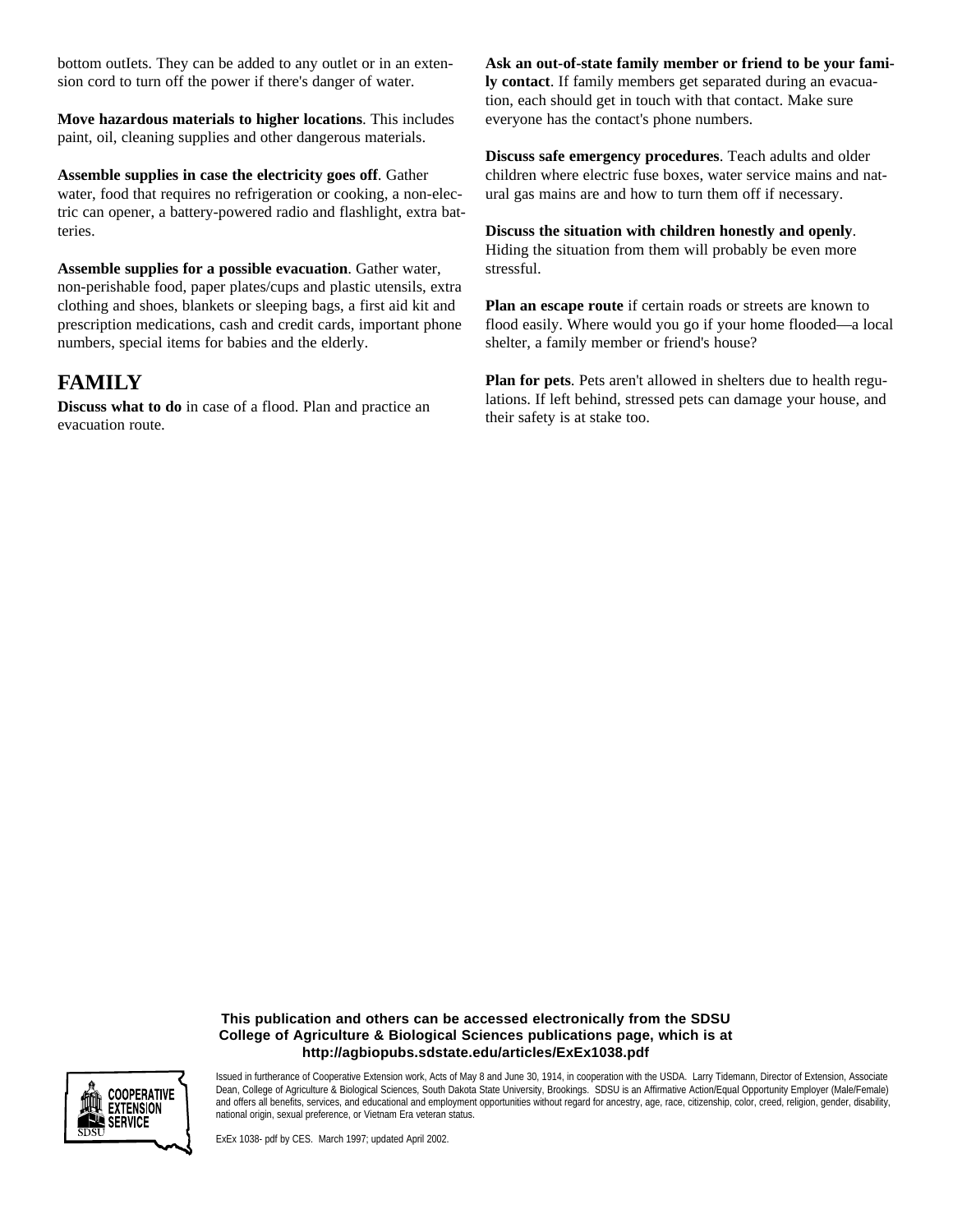bottom outlets. They can be added to any outlet or in an extension cord to turn off the power if there's danger of water.

**Move hazardous materials to higher locations**. This includes paint, oil, cleaning supplies and other dangerous materials.

**Assemble supplies in case the electricity goes off**. Gather water, food that requires no refrigeration or cooking, a non-electric can opener, a battery-powered radio and flashlight, extra batteries.

**Assemble supplies for a possible evacuation**. Gather water, non-perishable food, paper plates/cups and plastic utensils, extra clothing and shoes, blankets or sleeping bags, a first aid kit and prescription medications, cash and credit cards, important phone numbers, special items for babies and the elderly.

## FAMILY

**Discuss what to do** in case of a flood. Plan and practice an evacuation route.

**Ask an out-of-state family member or friend to be your family contact**. If family members get separated during an evacuation, each should get in touch with that contact. Make sure everyone has the contact's phone numbers.

**Discuss safe emergency procedures**. Teach adults and older children where electric fuse boxes, water service mains and natural gas mains are and how to turn them off if necessary.

**Discuss the situation with children honestly and openly**. Hiding the situation from them will probably be even more stressful.

**Plan an escape route** if certain roads or streets are known to flood easily. Where would you go if your home flooded—a local shelter, a family member or friend's house?

**Plan for pets**. Pets aren't allowed in shelters due to health regulations. If left behind, stressed pets can damage your house, and their safety is at stake too.

**This publication and others can be accessed electronically from the SDSU College of Agriculture & Biological Sciences publications page, which is at http://agbiopubs.sdstate.edu/articles/ExEx1038.pdf**

COOPERATIVE EXTENSION SERVICE SDSU

Issued in furtherance of Cooperative Extension work, Acts of May 8 and June 30, 1914, in cooperation with the USDA. Larry Tidemann, Director of Extension, Associate Dean, College of Agriculture & Biological Sciences, South Dakota State University, Brookings. SDSU is an Affirmative Action/Equal Opportunity Employer (Male/Female) and offers all benefits, services, and educational and employment opportunities without regard for ancestry, age, race, citizenship, color, creed, religion, gender, disability, national origin, sexual preference, or Vietnam Era veteran status.

ExEx 1038- pdf by CES. March 1997; updated April 2002.